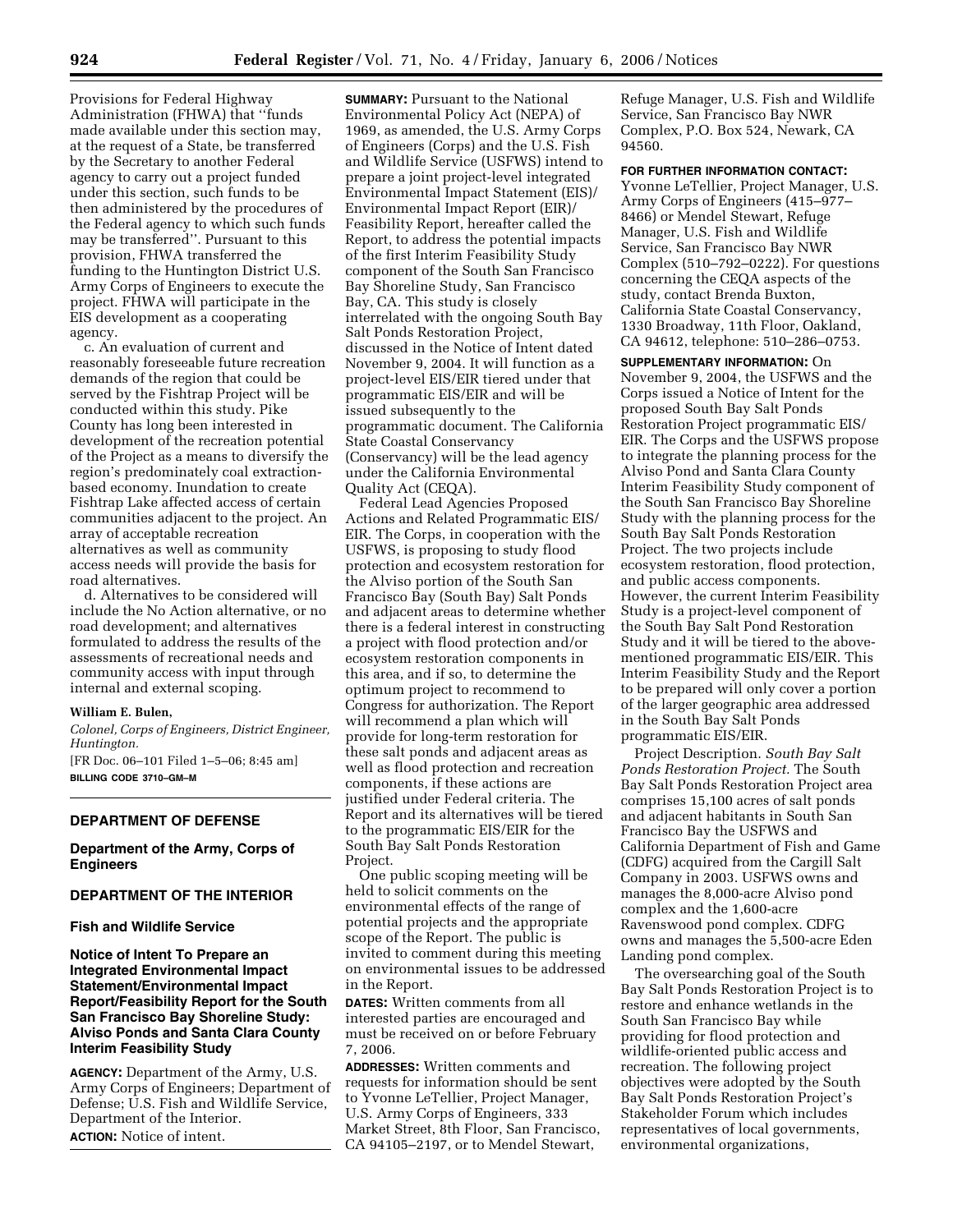Provisions for Federal Highway Administration (FHWA) that ''funds made available under this section may, at the request of a State, be transferred by the Secretary to another Federal agency to carry out a project funded under this section, such funds to be then administered by the procedures of the Federal agency to which such funds may be transferred''. Pursuant to this provision, FHWA transferred the funding to the Huntington District U.S. Army Corps of Engineers to execute the project. FHWA will participate in the EIS development as a cooperating agency.

c. An evaluation of current and reasonably foreseeable future recreation demands of the region that could be served by the Fishtrap Project will be conducted within this study. Pike County has long been interested in development of the recreation potential of the Project as a means to diversify the region's predominately coal extraction-based economy. Inundation to create Fishtrap Lake affected access of certain communities adjacent to the project. An array of acceptable recreation alternatives as well as community access needs will provide the basis for road alternatives.

d. Alternatives to be considered will include the No Action alternative, or no road development; and alternatives formulated to address the results of the assessments of recreational needs and community access with input through internal and external scoping.

**William E. Bulen,**

*Colonel, Corps of Engineers, District Engineer, Huntington.*

[FR Doc. 06–101 Filed 1–5–06; 8:45 am]

**BILLING CODE 3710–GM–M**

## DEPARTMENT OF DEFENSE

### Department of the Army, Corps of Engineers

## DEPARTMENT OF THE INTERIOR

### Fish and Wildlife Service

### Notice of Intent To Prepare an Integrated Environmental Impact Statement/Environmental Impact Report/Feasibility Report for the South San Francisco Bay Shoreline Study: Alviso Ponds and Santa Clara County Interim Feasibility Study

**AGENCY:** Department of the Army, U.S. Army Corps of Engineers; Department of Defense; U.S. Fish and Wildlife Service, Department of the Interior.

**ACTION:** Notice of intent.

**SUMMARY:** Pursuant to the National Environmental Policy Act (NEPA) of 1969, as amended, the U.S. Army Corps of Engineers (Corps) and the U.S. Fish and Wildlife Service (USFWS) intend to prepare a joint project-level integrated Environmental Impact Statement (EIS)/ Environmental Impact Report (EIR)/ Feasibility Report, hereafter called the Report, to address the potential impacts of the first Interim Feasibility Study component of the South San Francisco Bay Shoreline Study, San Francisco Bay, CA. This study is closely interrelated with the ongoing South Bay Salt Ponds Restoration Project, discussed in the Notice of Intent dated November 9, 2004. It will function as a project-level EIS/EIR tiered under that programmatic EIS/EIR and will be issued subsequently to the programmatic document. The California State Coastal Conservancy (Conservancy) will be the lead agency under the California Environmental Quality Act (CEQA).

Federal Lead Agencies Proposed Actions and Related Programmatic EIS/ EIR. The Corps, in cooperation with the USFWS, is proposing to study flood protection and ecosystem restoration for the Alviso portion of the South San Francisco Bay (South Bay) Salt Ponds and adjacent areas to determine whether there is a federal interest in constructing a project with flood protection and/or ecosystem restoration components in this area, and if so, to determine the optimum project to recommend to Congress for authorization. The Report will recommend a plan which will provide for long-term restoration for these salt ponds and adjacent areas as well as flood protection and recreation components, if these actions are justified under Federal criteria. The Report and its alternatives will be tiered to the programmatic EIS/EIR for the South Bay Salt Ponds Restoration Project.

One public scoping meeting will be held to solicit comments on the environmental effects of the range of potential projects and the appropriate scope of the Report. The public is invited to comment during this meeting on environmental issues to be addressed in the Report.

**DATES:** Written comments from all interested parties are encouraged and must be received on or before February 7, 2006.

**ADDRESSES:** Written comments and requests for information should be sent to Yvonne LeTellier, Project Manager, U.S. Army Corps of Engineers, 333 Market Street, 8th Floor, San Francisco, CA 94105–2197, or to Mendel Stewart, Refuge Manager, U.S. Fish and Wildlife Service, San Francisco Bay NWR Complex, P.O. Box 524, Newark, CA 94560.

**FOR FURTHER INFORMATION CONTACT:** Yvonne LeTellier, Project Manager, U.S. Army Corps of Engineers (415–977–8466) or Mendel Stewart, Refuge Manager, U.S. Fish and Wildlife Service, San Francisco Bay NWR Complex (510–792–0222). For questions concerning the CEQA aspects of the study, contact Brenda Buxton, California State Coastal Conservancy, 1330 Broadway, 11th Floor, Oakland, CA 94612, telephone: 510–286–0753.

**SUPPLEMENTARY INFORMATION:** On November 9, 2004, the USFWS and the Corps issued a Notice of Intent for the proposed South Bay Salt Ponds Restoration Project programmatic EIS/ EIR. The Corps and the USFWS propose to integrate the planning process for the Alviso Pond and Santa Clara County Interim Feasibility Study component of the South San Francisco Bay Shoreline Study with the planning process for the South Bay Salt Ponds Restoration Project. The two projects include ecosystem restoration, flood protection, and public access components. However, the current Interim Feasibility Study is a project-level component of the South Bay Salt Pond Restoration Study and it will be tiered to the above-mentioned programmatic EIS/EIR. This Interim Feasibility Study and the Report to be prepared will only cover a portion of the larger geographic area addressed in the South Bay Salt Ponds programmatic EIS/EIR.

Project Description. *South Bay Salt Ponds Restoration Project.* The South Bay Salt Ponds Restoration Project area comprises 15,100 acres of salt ponds and adjacent habitants in South San Francisco Bay the USFWS and California Department of Fish and Game (CDFG) acquired from the Cargill Salt Company in 2003. USFWS owns and manages the 8,000-acre Alviso pond complex and the 1,600-acre Ravenswood pond complex. CDFG owns and manages the 5,500-acre Eden Landing pond complex.

The oversearching goal of the South Bay Salt Ponds Restoration Project is to restore and enhance wetlands in the South San Francisco Bay while providing for flood protection and wildlife-oriented public access and recreation. The following project objectives were adopted by the South Bay Salt Ponds Restoration Project's Stakeholder Forum which includes representatives of local governments, environmental organizations,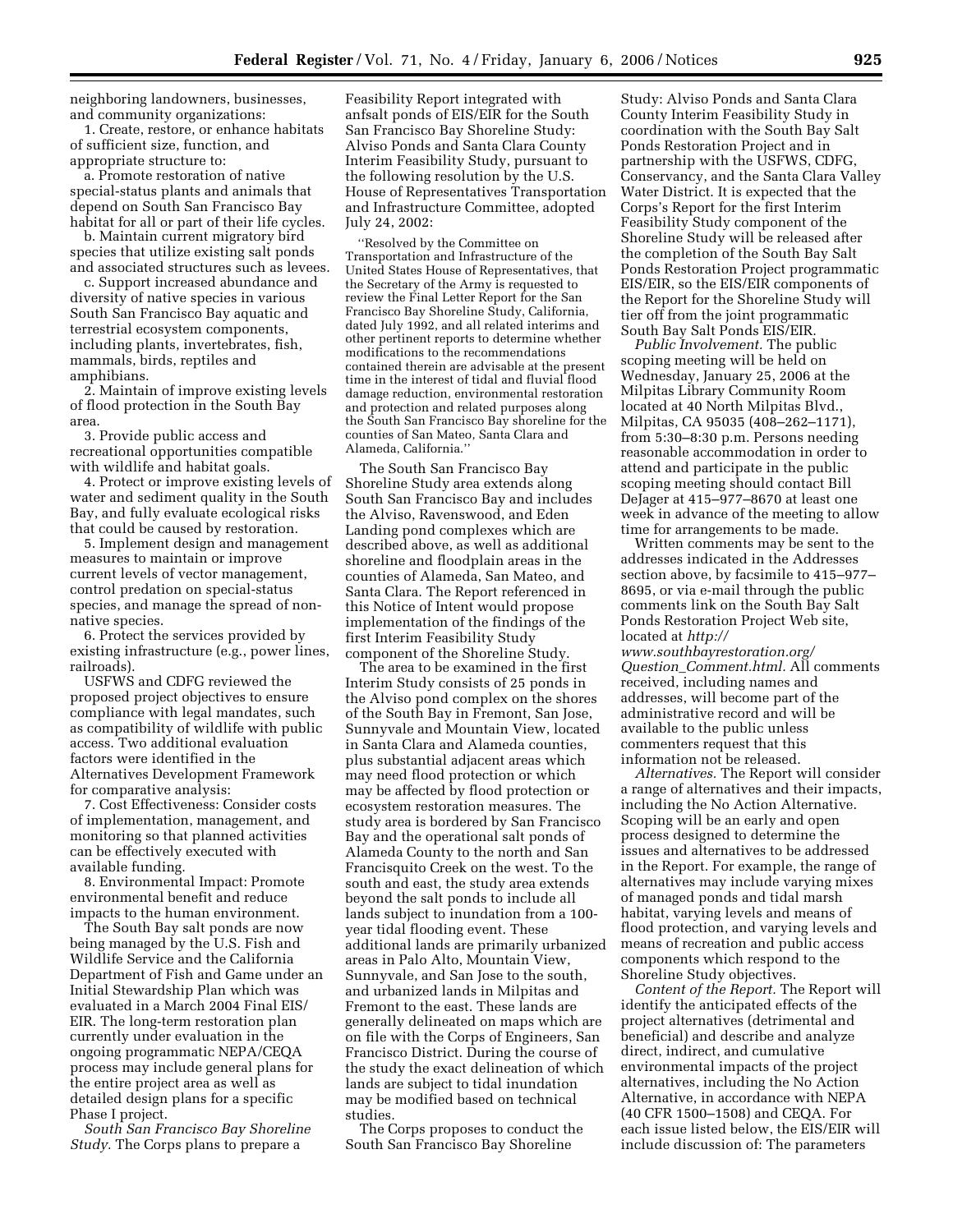neighboring landowners, businesses, and community organizations:

1. Create, restore, or enhance habitats of sufficient size, function, and appropriate structure to:

a. Promote restoration of native special-status plants and animals that depend on South San Francisco Bay habitat for all or part of their life cycles.

b. Maintain current migratory bird species that utilize existing salt ponds and associated structures such as levees.

c. Support increased abundance and diversity of native species in various South San Francisco Bay aquatic and terrestrial ecosystem components, including plants, invertebrates, fish, mammals, birds, reptiles and amphibians.

2. Maintain of improve existing levels of flood protection in the South Bay area.

3. Provide public access and recreational opportunities compatible with wildlife and habitat goals.

4. Protect or improve existing levels of water and sediment quality in the South Bay, and fully evaluate ecological risks that could be caused by restoration.

5. Implement design and management measures to maintain or improve current levels of vector management, control predation on special-status species, and manage the spread of non-native species.

6. Protect the services provided by existing infrastructure (e.g., power lines, railroads).

USFWS and CDFG reviewed the proposed project objectives to ensure compliance with legal mandates, such as compatibility of wildlife with public access. Two additional evaluation factors were identified in the Alternatives Development Framework for comparative analysis:

7. Cost Effectiveness: Consider costs of implementation, management, and monitoring so that planned activities can be effectively executed with available funding.

8. Environmental Impact: Promote environmental benefit and reduce impacts to the human environment.

The South Bay salt ponds are now being managed by the U.S. Fish and Wildlife Service and the California Department of Fish and Game under an Initial Stewardship Plan which was evaluated in a March 2004 Final EIS/EIR. The long-term restoration plan currently under evaluation in the ongoing programmatic NEPA/CEQA process may include general plans for the entire project area as well as detailed design plans for a specific Phase I project.

*South San Francisco Bay Shoreline Study.* The Corps plans to prepare a Feasibility Report integrated with anfsalt ponds of EIS/EIR for the South San Francisco Bay Shoreline Study: Alviso Ponds and Santa Clara County Interim Feasibility Study, pursuant to the following resolution by the U.S. House of Representatives Transportation and Infrastructure Committee, adopted July 24, 2002:

> "Resolved by the Committee on Transportation and Infrastructure of the United States House of Representatives, that the Secretary of the Army is requested to review the Final Letter Report for the San Francisco Bay Shoreline Study, California, dated July 1992, and all related interims and other pertinent reports to determine whether modifications to the recommendations contained therein are advisable at the present time in the interest of tidal and fluvial flood damage reduction, environmental restoration and protection and related purposes along the South San Francisco Bay shoreline for the counties of San Mateo, Santa Clara and Alameda, California."

The South San Francisco Bay Shoreline Study area extends along South San Francisco Bay and includes the Alviso, Ravenswood, and Eden Landing pond complexes which are described above, as well as additional shoreline and floodplain areas in the counties of Alameda, San Mateo, and Santa Clara. The Report referenced in this Notice of Intent would propose implementation of the findings of the first Interim Feasibility Study component of the Shoreline Study.

The area to be examined in the first Interim Study consists of 25 ponds in the Alviso pond complex on the shores of the South Bay in Fremont, San Jose, Sunnyvale and Mountain View, located in Santa Clara and Alameda counties, plus substantial adjacent areas which may need flood protection or which may be affected by flood protection or ecosystem restoration measures. The study area is bordered by San Francisco Bay and the operational salt ponds of Alameda County to the north and San Francisquito Creek on the west. To the south and east, the study area extends beyond the salt ponds to include all lands subject to inundation from a 100-year tidal flooding event. These additional lands are primarily urbanized areas in Palo Alto, Mountain View, Sunnyvale, and San Jose to the south, and urbanized lands in Milpitas and Fremont to the east. These lands are generally delineated on maps which are on file with the Corps of Engineers, San Francisco District. During the course of the study the exact delineation of which lands are subject to tidal inundation may be modified based on technical studies.

The Corps proposes to conduct the South San Francisco Bay Shoreline Study: Alviso Ponds and Santa Clara County Interim Feasibility Study in coordination with the South Bay Salt Ponds Restoration Project and in partnership with the USFWS, CDFG, Conservancy, and the Santa Clara Valley Water District. It is expected that the Corps's Report for the first Interim Feasibility Study component of the Shoreline Study will be released after the completion of the South Bay Salt Ponds Restoration Project programmatic EIS/EIR, so the EIS/EIR components of the Report for the Shoreline Study will tier off from the joint programmatic South Bay Salt Ponds EIS/EIR.

*Public Involvement.* The public scoping meeting will be held on Wednesday, January 25, 2006 at the Milpitas Library Community Room located at 40 North Milpitas Blvd., Milpitas, CA 95035 (408–262–1171), from 5:30–8:30 p.m. Persons needing reasonable accommodation in order to attend and participate in the public scoping meeting should contact Bill DeJager at 415–977–8670 at least one week in advance of the meeting to allow time for arrangements to be made.

Written comments may be sent to the addresses indicated in the Addresses section above, by facsimile to 415–977–8695, or via e-mail through the public comments link on the South Bay Salt Ponds Restoration Project Web site, located at *http://www.southbayrestoration.org/Question_Comment.html.* All comments received, including names and addresses, will become part of the administrative record and will be available to the public unless commenters request that this information not be released.

*Alternatives.* The Report will consider a range of alternatives and their impacts, including the No Action Alternative. Scoping will be an early and open process designed to determine the issues and alternatives to be addressed in the Report. For example, the range of alternatives may include varying mixes of managed ponds and tidal marsh habitat, varying levels and means of flood protection, and varying levels and means of recreation and public access components which respond to the Shoreline Study objectives.

*Content of the Report.* The Report will identify the anticipated effects of the project alternatives (detrimental and beneficial) and describe and analyze direct, indirect, and cumulative environmental impacts of the project alternatives, including the No Action Alternative, in accordance with NEPA (40 CFR 1500–1508) and CEQA. For each issue listed below, the EIS/EIR will include discussion of: The parameters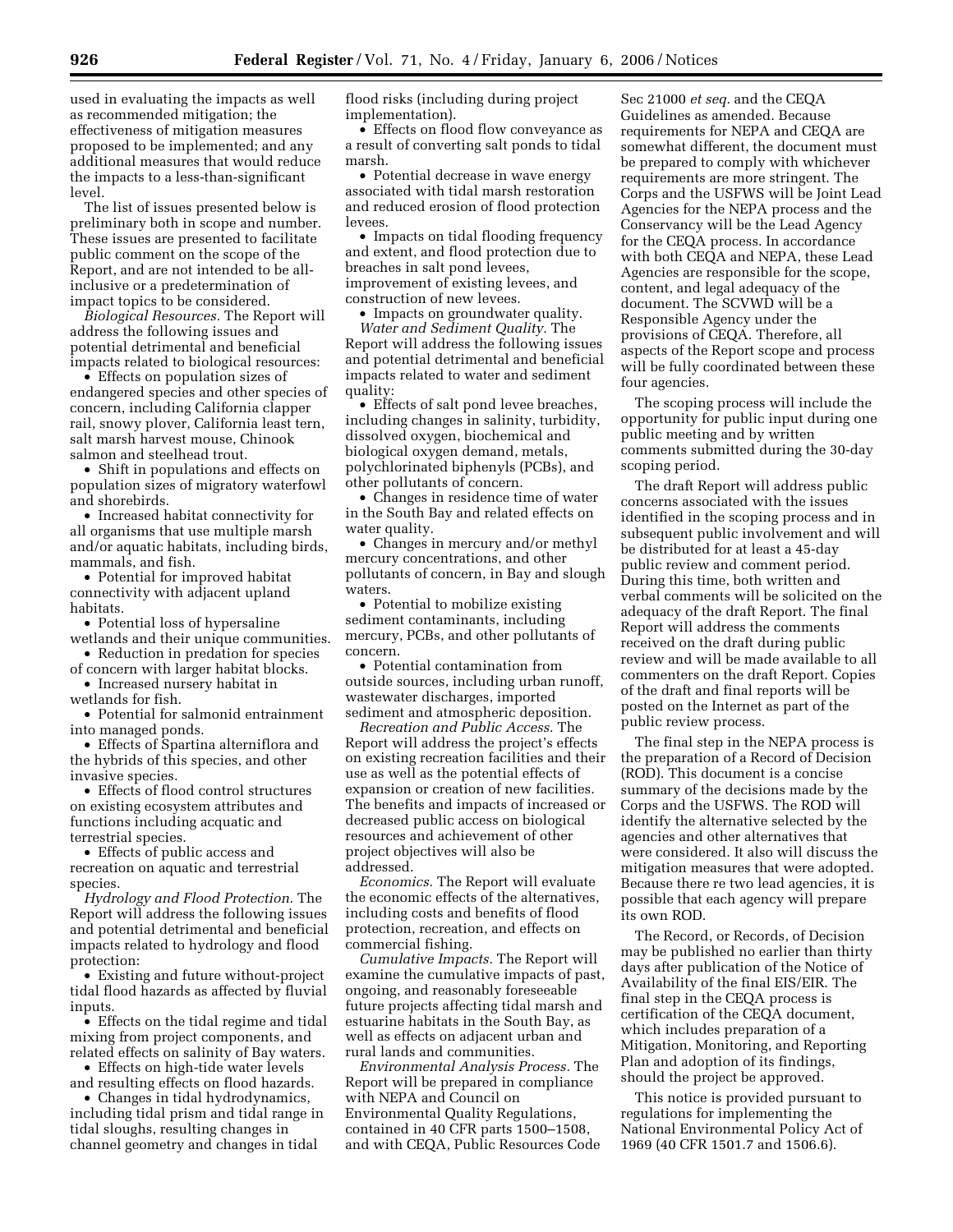used in evaluating the impacts as well as recommended mitigation; the effectiveness of mitigation measures proposed to be implemented; and any additional measures that would reduce the impacts to a less-than-significant level.

The list of issues presented below is preliminary both in scope and number. These issues are presented to facilitate public comment on the scope of the Report, and are not intended to be all-inclusive or a predetermination of impact topics to be considered.

*Biological Resources.* The Report will address the following issues and potential detrimental and beneficial impacts related to biological resources:

- Effects on population sizes of endangered species and other species of concern, including California clapper rail, snowy plover, California least tern, salt marsh harvest mouse, Chinook salmon and steelhead trout.
- Shift in populations and effects on population sizes of migratory waterfowl and shorebirds.
- Increased habitat connectivity for all organisms that use multiple marsh and/or aquatic habitats, including birds, mammals, and fish.
- Potential for improved habitat connectivity with adjacent upland habitats.
- Potential loss of hypersaline wetlands and their unique communities.
- Reduction in predation for species of concern with larger habitat blocks.
- Increased nursery habitat in wetlands for fish.
- Potential for salmonid entrainment into managed ponds.
- Effects of Spartina alterniflora and the hybrids of this species, and other invasive species.
- Effects of flood control structures on existing ecosystem attributes and functions including acquatic and terrestrial species.
- Effects of public access and recreation on aquatic and terrestrial species.

*Hydrology and Flood Protection.* The Report will address the following issues and potential detrimental and beneficial impacts related to hydrology and flood protection:

- Existing and future without-project tidal flood hazards as affected by fluvial inputs.
- Effects on the tidal regime and tidal mixing from project components, and related effects on salinity of Bay waters.
- Effects on high-tide water levels and resulting effects on flood hazards.
- Changes in tidal hydrodynamics, including tidal prism and tidal range in tidal sloughs, resulting changes in channel geometry and changes in tidal flood risks (including during project implementation).
- Effects on flood flow conveyance as a result of converting salt ponds to tidal marsh.
- Potential decrease in wave energy associated with tidal marsh restoration and reduced erosion of flood protection levees.
- Impacts on tidal flooding frequency and extent, and flood protection due to breaches in salt pond levees, improvement of existing levees, and construction of new levees.
- Impacts on groundwater quality.

*Water and Sediment Quality.* The Report will address the following issues and potential detrimental and beneficial impacts related to water and sediment quality:

- Effects of salt pond levee breaches, including changes in salinity, turbidity, dissolved oxygen, biochemical and biological oxygen demand, metals, polychlorinated biphenyls (PCBs), and other pollutants of concern.
- Changes in residence time of water in the South Bay and related effects on water quality.
- Changes in mercury and/or methyl mercury concentrations, and other pollutants of concern, in Bay and slough waters.
- Potential to mobilize existing sediment contaminants, including mercury, PCBs, and other pollutants of concern.
- Potential contamination from outside sources, including urban runoff, wastewater discharges, imported sediment and atmospheric deposition.

*Recreation and Public Access.* The Report will address the project's effects on existing recreation facilities and their use as well as the potential effects of expansion or creation of new facilities. The benefits and impacts of increased or decreased public access on biological resources and achievement of other project objectives will also be addressed.

*Economics.* The Report will evaluate the economic effects of the alternatives, including costs and benefits of flood protection, recreation, and effects on commercial fishing.

*Cumulative Impacts.* The Report will examine the cumulative impacts of past, ongoing, and reasonably foreseeable future projects affecting tidal marsh and estuarine habitats in the South Bay, as well as effects on adjacent urban and rural lands and communities.

*Environmental Analysis Process.* The Report will be prepared in compliance with NEPA and Council on Environmental Quality Regulations, contained in 40 CFR parts 1500–1508, and with CEQA, Public Resources Code Sec 21000 *et seq.* and the CEQA Guidelines as amended. Because requirements for NEPA and CEQA are somewhat different, the document must be prepared to comply with whichever requirements are more stringent. The Corps and the USFWS will be Joint Lead Agencies for the NEPA process and the Conservancy will be the Lead Agency for the CEQA process. In accordance with both CEQA and NEPA, these Lead Agencies are responsible for the scope, content, and legal adequacy of the document. The SCVWD will be a Responsible Agency under the provisions of CEQA. Therefore, all aspects of the Report scope and process will be fully coordinated between these four agencies.

The scoping process will include the opportunity for public input during one public meeting and by written comments submitted during the 30-day scoping period.

The draft Report will address public concerns associated with the issues identified in the scoping process and in subsequent public involvement and will be distributed for at least a 45-day public review and comment period. During this time, both written and verbal comments will be solicited on the adequacy of the draft Report. The final Report will address the comments received on the draft during public review and will be made available to all commenters on the draft Report. Copies of the draft and final reports will be posted on the Internet as part of the public review process.

The final step in the NEPA process is the preparation of a Record of Decision (ROD). This document is a concise summary of the decisions made by the Corps and the USFWS. The ROD will identify the alternative selected by the agencies and other alternatives that were considered. It also will discuss the mitigation measures that were adopted. Because there re two lead agencies, it is possible that each agency will prepare its own ROD.

The Record, or Records, of Decision may be published no earlier than thirty days after publication of the Notice of Availability of the final EIS/EIR. The final step in the CEQA process is certification of the CEQA document, which includes preparation of a Mitigation, Monitoring, and Reporting Plan and adoption of its findings, should the project be approved.

This notice is provided pursuant to regulations for implementing the National Environmental Policy Act of 1969 (40 CFR 1501.7 and 1506.6).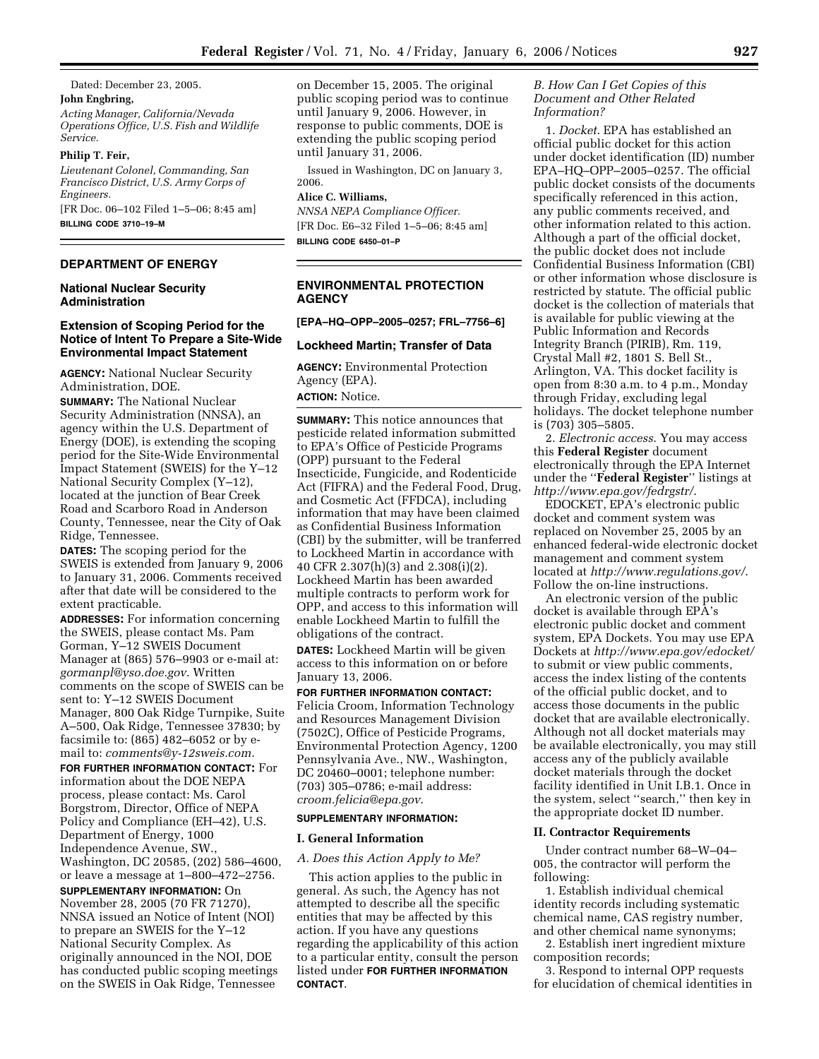Dated: December 23, 2005.

**John Engbring,**

*Acting Manager, California/Nevada Operations Office, U.S. Fish and Wildlife Service.*

**Philip T. Feir,**

*Lieutenant Colonel, Commanding, San Francisco District, U.S. Army Corps of Engineers.*

[FR Doc. 06–102 Filed 1–5–06; 8:45 am]

**BILLING CODE 3710–19–M**

---

## DEPARTMENT OF ENERGY

### National Nuclear Security Administration

### Extension of Scoping Period for the Notice of Intent To Prepare a Site-Wide Environmental Impact Statement

**AGENCY:** National Nuclear Security Administration, DOE.

**SUMMARY:** The National Nuclear Security Administration (NNSA), an agency within the U.S. Department of Energy (DOE), is extending the scoping period for the Site-Wide Environmental Impact Statement (SWEIS) for the Y–12 National Security Complex (Y–12), located at the junction of Bear Creek Road and Scarboro Road in Anderson County, Tennessee, near the City of Oak Ridge, Tennessee.

**DATES:** The scoping period for the SWEIS is extended from January 9, 2006 to January 31, 2006. Comments received after that date will be considered to the extent practicable.

**ADDRESSES:** For information concerning the SWEIS, please contact Ms. Pam Gorman, Y–12 SWEIS Document Manager at (865) 576–9903 or e-mail at: *gormanpl@yso.doe.gov*. Written comments on the scope of SWEIS can be sent to: Y–12 SWEIS Document Manager, 800 Oak Ridge Turnpike, Suite A–500, Oak Ridge, Tennessee 37830; by facsimile to: (865) 482–6052 or by e-mail to: *comments@y-12sweis.com.*

**FOR FURTHER INFORMATION CONTACT:** For information about the DOE NEPA process, please contact: Ms. Carol Borgstrom, Director, Office of NEPA Policy and Compliance (EH–42), U.S. Department of Energy, 1000 Independence Avenue, SW., Washington, DC 20585, (202) 586–4600, or leave a message at 1–800–472–2756.

**SUPPLEMENTARY INFORMATION:** On November 28, 2005 (70 FR 71270), NNSA issued an Notice of Intent (NOI) to prepare an SWEIS for the Y–12 National Security Complex. As originally announced in the NOI, DOE has conducted public scoping meetings on the SWEIS in Oak Ridge, Tennessee on December 15, 2005. The original public scoping period was to continue until January 9, 2006. However, in response to public comments, DOE is extending the public scoping period until January 31, 2006.

Issued in Washington, DC on January 3, 2006.

**Alice C. Williams,**

*NNSA NEPA Compliance Officer.*

[FR Doc. E6–32 Filed 1–5–06; 8:45 am]

**BILLING CODE 6450–01–P**

---

## ENVIRONMENTAL PROTECTION AGENCY

**[EPA–HQ–OPP–2005–0257; FRL–7756–6]**

### Lockheed Martin; Transfer of Data

**AGENCY:** Environmental Protection Agency (EPA).

**ACTION:** Notice.

**SUMMARY:** This notice announces that pesticide related information submitted to EPA's Office of Pesticide Programs (OPP) pursuant to the Federal Insecticide, Fungicide, and Rodenticide Act (FIFRA) and the Federal Food, Drug, and Cosmetic Act (FFDCA), including information that may have been claimed as Confidential Business Information (CBI) by the submitter, will be tranferred to Lockheed Martin in accordance with 40 CFR 2.307(h)(3) and 2.308(i)(2). Lockheed Martin has been awarded multiple contracts to perform work for OPP, and access to this information will enable Lockheed Martin to fulfill the obligations of the contract.

**DATES:** Lockheed Martin will be given access to this information on or before January 13, 2006.

**FOR FURTHER INFORMATION CONTACT:** Felicia Croom, Information Technology and Resources Management Division (7502C), Office of Pesticide Programs, Environmental Protection Agency, 1200 Pennsylvania Ave., NW., Washington, DC 20460–0001; telephone number: (703) 305–0786; e-mail address: *croom.felicia@epa.gov*.

**SUPPLEMENTARY INFORMATION:**

#### I. General Information

##### *A. Does this Action Apply to Me?*

This action applies to the public in general. As such, the Agency has not attempted to describe all the specific entities that may be affected by this action. If you have any questions regarding the applicability of this action to a particular entity, consult the person listed under **FOR FURTHER INFORMATION CONTACT**.

##### *B. How Can I Get Copies of this Document and Other Related Information?*

1. *Docket*. EPA has established an official public docket for this action under docket identification (ID) number EPA–HQ–OPP–2005–0257. The official public docket consists of the documents specifically referenced in this action, any public comments received, and other information related to this action. Although a part of the official docket, the public docket does not include Confidential Business Information (CBI) or other information whose disclosure is restricted by statute. The official public docket is the collection of materials that is available for public viewing at the Public Information and Records Integrity Branch (PIRIB), Rm. 119, Crystal Mall #2, 1801 S. Bell St., Arlington, VA. This docket facility is open from 8:30 a.m. to 4 p.m., Monday through Friday, excluding legal holidays. The docket telephone number is (703) 305–5805.

2. *Electronic access*. You may access this **Federal Register** document electronically through the EPA Internet under the ''**Federal Register**'' listings at *http://www.epa.gov/fedrgstr/*.

EDOCKET, EPA's electronic public docket and comment system was replaced on November 25, 2005 by an enhanced federal-wide electronic docket management and comment system located at *http://www.regulations.gov/*. Follow the on-line instructions.

An electronic version of the public docket is available through EPA's electronic public docket and comment system, EPA Dockets. You may use EPA Dockets at *http://www.epa.gov/edocket/* to submit or view public comments, access the index listing of the contents of the official public docket, and to access those documents in the public docket that are available electronically. Although not all docket materials may be available electronically, you may still access any of the publicly available docket materials through the docket facility identified in Unit I.B.1. Once in the system, select ''search,'' then key in the appropriate docket ID number.

#### II. Contractor Requirements

Under contract number 68–W–04–005, the contractor will perform the following:

1. Establish individual chemical identity records including systematic chemical name, CAS registry number, and other chemical name synonyms;
2. Establish inert ingredient mixture composition records;
3. Respond to internal OPP requests for elucidation of chemical identities in